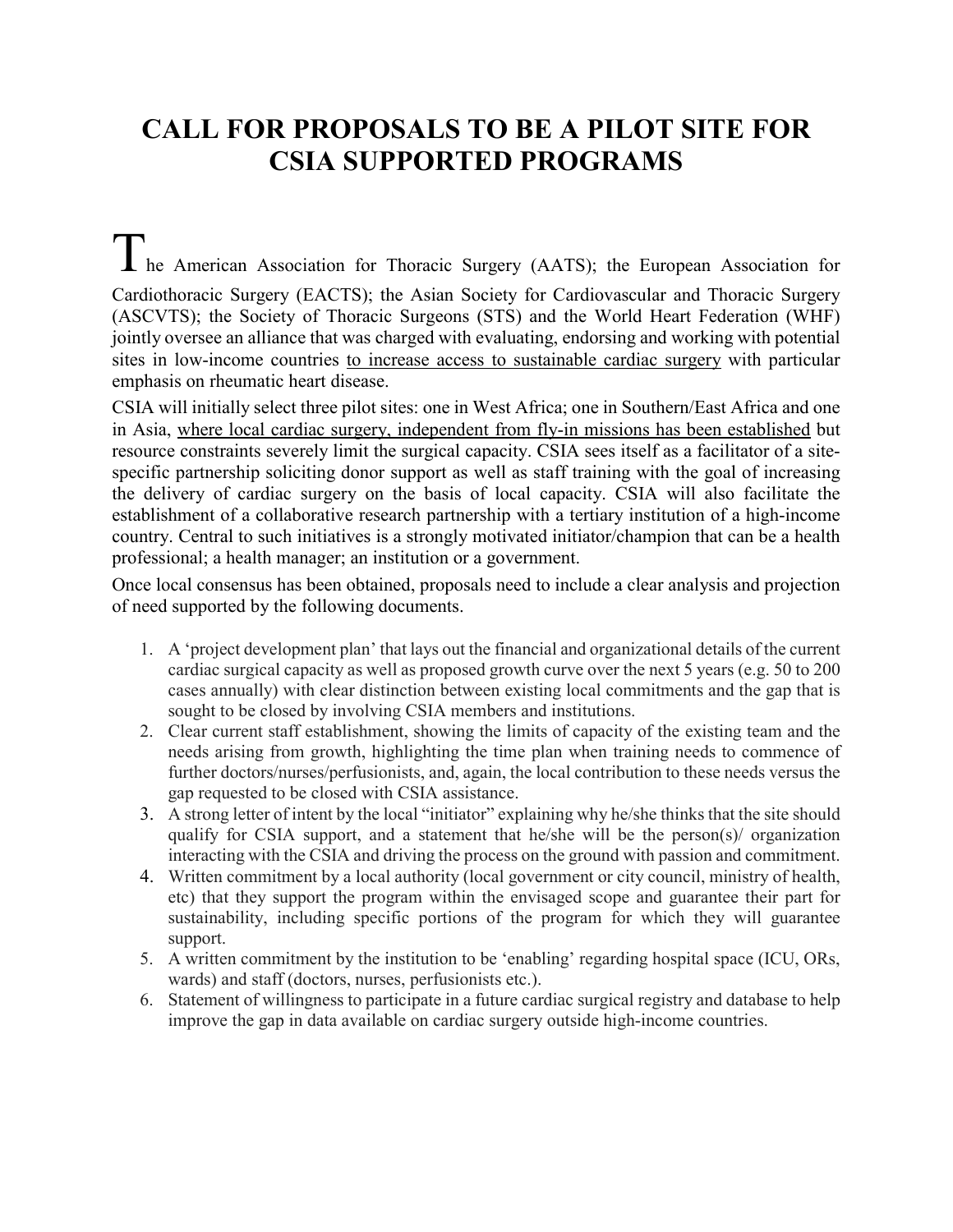# CALL FOR PROPOSALS TO BE A PILOT SITE FOR CSIA SUPPORTED PROGRAMS

The American Association for Thoracic Surgery (AATS); the European Association for Cardiothoracic Surgery (EACTS); the Asian Society for Cardiovascular and Thoracic Surgery (ASCVTS); the Society of Thoracic Surgeons (STS) and the World Heart Federation (WHF) jointly oversee an alliance that was charged with evaluating, endorsing and working with potential sites in low-income countries <u>to increase access to sustainable cardiac surgery</u> with particular emphasis on rheumatic heart disease.

CSIA will initially select three pilot sites: one in West Africa; one in Southern/East Africa and one in Asia, <u>where local cardiac surgery, independent from fly-in missions has been established</u> but resource constraints severely limit the surgical capacity. CSIA sees itself as a facilitator of a site-specific partnership soliciting donor support as well as staff training with the goal of increasing the delivery of cardiac surgery on the basis of local capacity. CSIA will also facilitate the establishment of a collaborative research partnership with a tertiary institution of a high-income country. Central to such initiatives is a strongly motivated initiator/champion that can be a health professional; a health manager; an institution or a government.

Once local consensus has been obtained, proposals need to include a clear analysis and projection of need supported by the following documents.

1. A 'project development plan' that lays out the financial and organizational details of the current cardiac surgical capacity as well as proposed growth curve over the next 5 years (e.g. 50 to 200 cases annually) with clear distinction between existing local commitments and the gap that is sought to be closed by involving CSIA members and institutions.
2. Clear current staff establishment, showing the limits of capacity of the existing team and the needs arising from growth, highlighting the time plan when training needs to commence of further doctors/nurses/perfusionists, and, again, the local contribution to these needs versus the gap requested to be closed with CSIA assistance.
3. A strong letter of intent by the local "initiator" explaining why he/she thinks that the site should qualify for CSIA support, and a statement that he/she will be the person(s)/ organization interacting with the CSIA and driving the process on the ground with passion and commitment.
4. Written commitment by a local authority (local government or city council, ministry of health, etc) that they support the program within the envisaged scope and guarantee their part for sustainability, including specific portions of the program for which they will guarantee support.
5. A written commitment by the institution to be 'enabling' regarding hospital space (ICU, ORs, wards) and staff (doctors, nurses, perfusionists etc.).
6. Statement of willingness to participate in a future cardiac surgical registry and database to help improve the gap in data available on cardiac surgery outside high-income countries.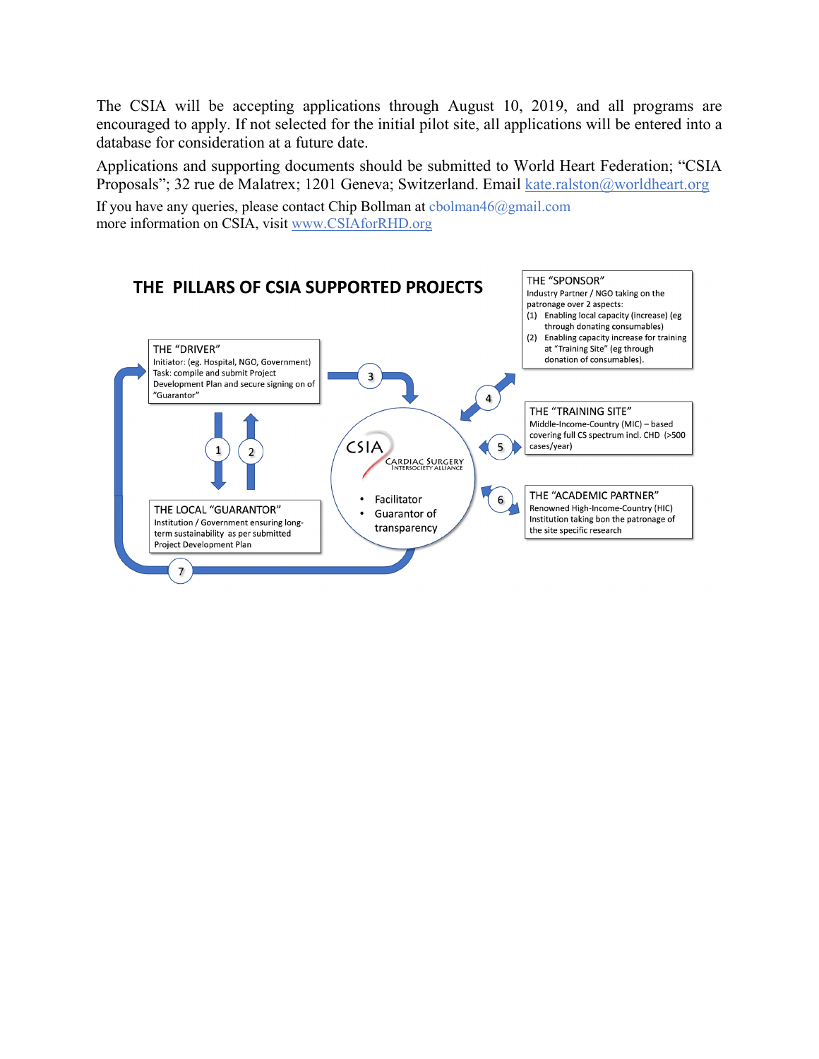The CSIA will be accepting applications through August 10, 2019, and all programs are encouraged to apply. If not selected for the initial pilot site, all applications will be entered into a database for consideration at a future date.

Applications and supporting documents should be submitted to World Heart Federation; "CSIA Proposals"; 32 rue de Malatrex; 1201 Geneva; Switzerland. Email kate.ralston@worldheart.org

If you have any queries, please contact Chip Bollman at cbolman46@gmail.com
more information on CSIA, visit www.CSIAforRHD.org

THE PILLARS OF CSIA SUPPORTED PROJECTS

THE "DRIVER"
Initiator: (eg. Hospital, NGO, Government)
Task: compile and submit Project Development Plan and secure signing on of "Guarantor"

THE LOCAL "GUARANTOR"
Institution / Government ensuring long-term sustainability as per submitted Project Development Plan

CSIA
CARDIAC SURGERY INTERSOCIETY ALLIANCE

- Facilitator
- Guarantor of transparency

THE "SPONSOR"
Industry Partner / NGO taking on the patronage over 2 aspects:
(1) Enabling local capacity (increase) (eg through donating consumables)
(2) Enabling capacity increase for training at "Training Site" (eg through donation of consumables).

THE "TRAINING SITE"
Middle-Income-Country (MIC) – based covering full CS spectrum incl. CHD (>500 cases/year)

THE "ACADEMIC PARTNER"
Renowned High-Income-Country (HIC) Institution taking bon the patronage of the site specific research

1
2
3
4
5
6
7